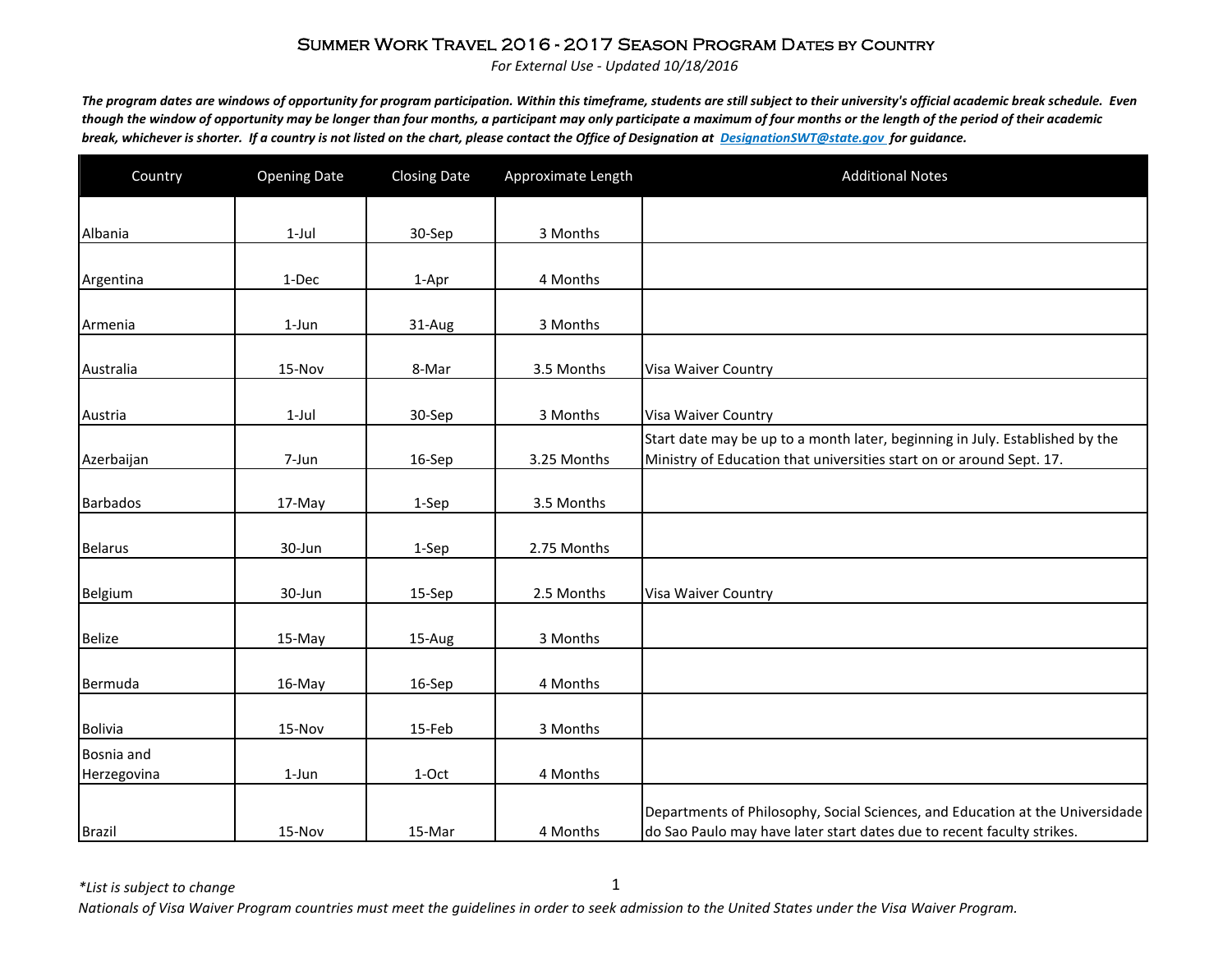# Summer Work Travel 2016 - 2017 Season Program Dates by Country

*For External Use - Updated 10/18/2016*

***The program dates are windows of opportunity for program participation. Within this timeframe, students are still subject to their university's official academic break schedule. Even though the window of opportunity may be longer than four months, a participant may only participate a maximum of four months or the length of the period of their academic break, whichever is shorter. If a country is not listed on the chart, please contact the Office of Designation at DesignationSWT@state.gov for guidance.***

| Country | Opening Date | Closing Date | Approximate Length | Additional Notes |
|---|---|---|---|---|
| Albania | 1-Jul | 30-Sep | 3 Months | |
| Argentina | 1-Dec | 1-Apr | 4 Months | |
| Armenia | 1-Jun | 31-Aug | 3 Months | |
| Australia | 15-Nov | 8-Mar | 3.5 Months | Visa Waiver Country |
| Austria | 1-Jul | 30-Sep | 3 Months | Visa Waiver Country |
| Azerbaijan | 7-Jun | 16-Sep | 3.25 Months | Start date may be up to a month later, beginning in July. Established by the Ministry of Education that universities start on or around Sept. 17. |
| Barbados | 17-May | 1-Sep | 3.5 Months | |
| Belarus | 30-Jun | 1-Sep | 2.75 Months | |
| Belgium | 30-Jun | 15-Sep | 2.5 Months | Visa Waiver Country |
| Belize | 15-May | 15-Aug | 3 Months | |
| Bermuda | 16-May | 16-Sep | 4 Months | |
| Bolivia | 15-Nov | 15-Feb | 3 Months | |
| Bosnia and Herzegovina | 1-Jun | 1-Oct | 4 Months | |
| Brazil | 15-Nov | 15-Mar | 4 Months | Departments of Philosophy, Social Sciences, and Education at the Universidade do Sao Paulo may have later start dates due to recent faculty strikes. |

*\*List is subject to change*

*Nationals of Visa Waiver Program countries must meet the guidelines in order to seek admission to the United States under the Visa Waiver Program.*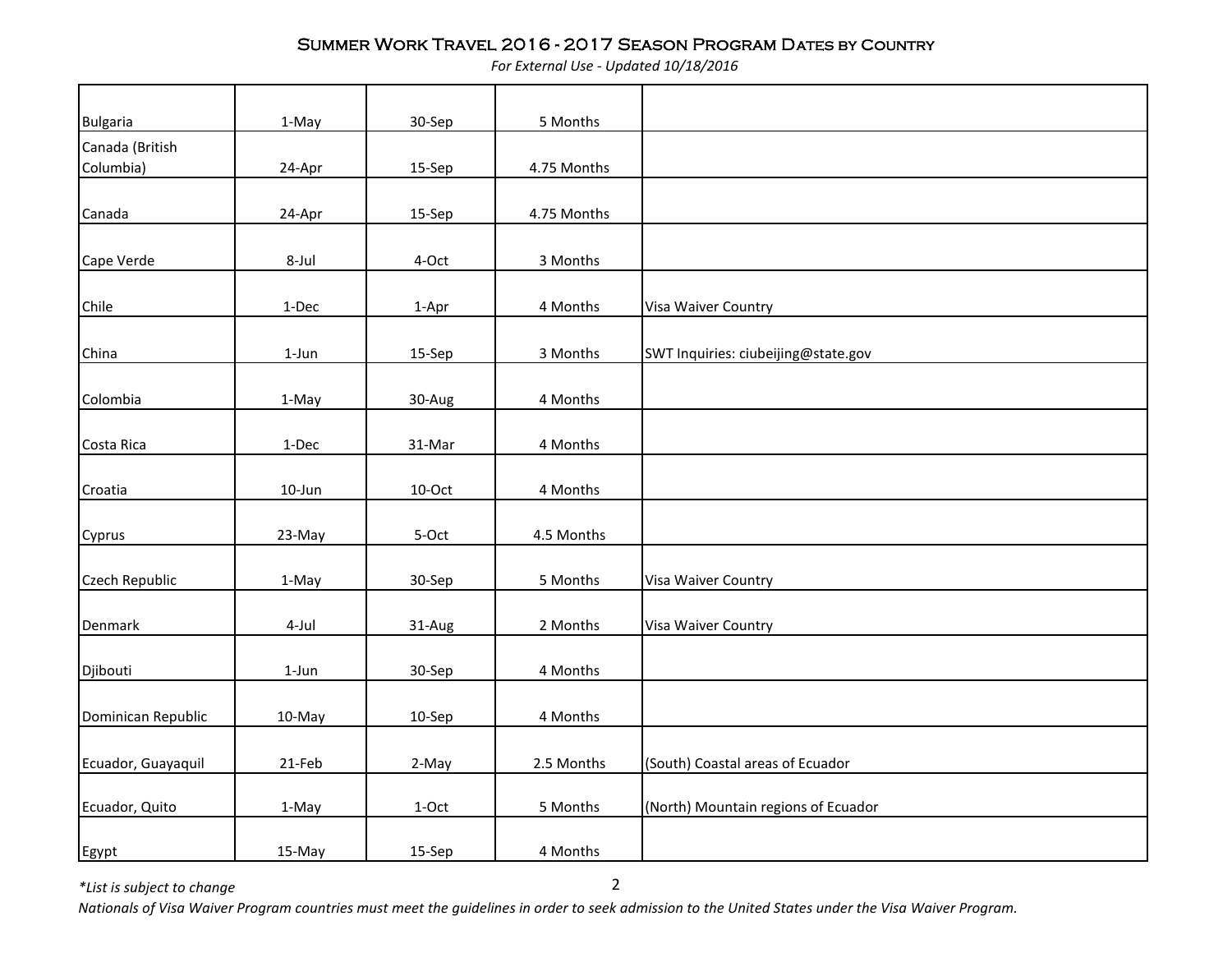# Summer Work Travel 2016 - 2017 Season Program Dates by Country

*For External Use - Updated 10/18/2016*

| | | | | |
|---|---|---|---|---|
| Bulgaria | 1-May | 30-Sep | 5 Months | |
| Canada (British Columbia) | 24-Apr | 15-Sep | 4.75 Months | |
| Canada | 24-Apr | 15-Sep | 4.75 Months | |
| Cape Verde | 8-Jul | 4-Oct | 3 Months | |
| Chile | 1-Dec | 1-Apr | 4 Months | Visa Waiver Country |
| China | 1-Jun | 15-Sep | 3 Months | SWT Inquiries: ciubeijing@state.gov |
| Colombia | 1-May | 30-Aug | 4 Months | |
| Costa Rica | 1-Dec | 31-Mar | 4 Months | |
| Croatia | 10-Jun | 10-Oct | 4 Months | |
| Cyprus | 23-May | 5-Oct | 4.5 Months | |
| Czech Republic | 1-May | 30-Sep | 5 Months | Visa Waiver Country |
| Denmark | 4-Jul | 31-Aug | 2 Months | Visa Waiver Country |
| Djibouti | 1-Jun | 30-Sep | 4 Months | |
| Dominican Republic | 10-May | 10-Sep | 4 Months | |
| Ecuador, Guayaquil | 21-Feb | 2-May | 2.5 Months | (South) Coastal areas of Ecuador |
| Ecuador, Quito | 1-May | 1-Oct | 5 Months | (North) Mountain regions of Ecuador |
| Egypt | 15-May | 15-Sep | 4 Months | |

*\*List is subject to change*

*Nationals of Visa Waiver Program countries must meet the guidelines in order to seek admission to the United States under the Visa Waiver Program.*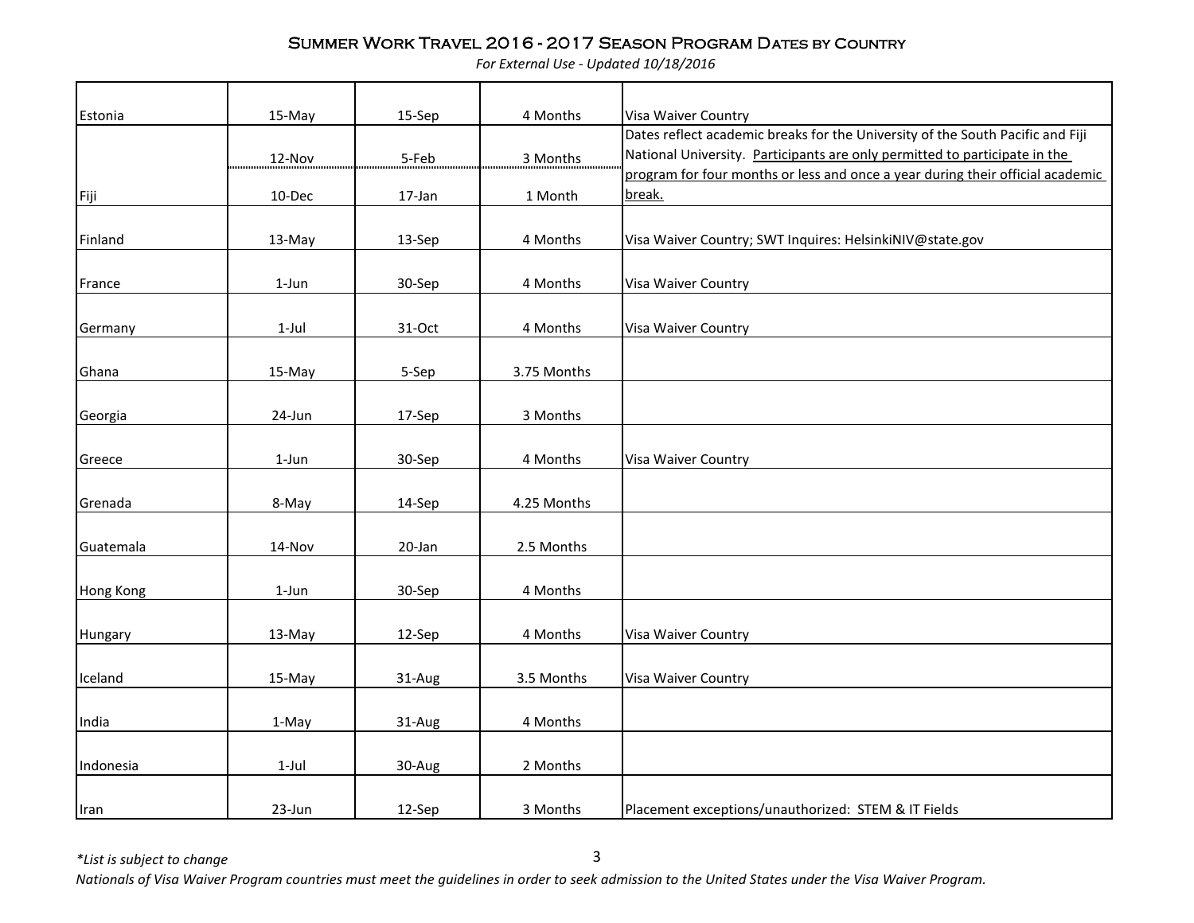# Summer Work Travel 2016 - 2017 Season Program Dates by Country

*For External Use - Updated 10/18/2016*

| | | | | |
|---|---|---|---|---|
| Estonia | 15-May | 15-Sep | 4 Months | Visa Waiver Country |
| Fiji | 12-Nov | 5-Feb | 3 Months | Dates reflect academic breaks for the University of the South Pacific and Fiji National University. Participants are only permitted to participate in the program for four months or less and once a year during their official academic break. |
| | 10-Dec | 17-Jan | 1 Month | |
| Finland | 13-May | 13-Sep | 4 Months | Visa Waiver Country; SWT Inquires: HelsinkiNIV@state.gov |
| France | 1-Jun | 30-Sep | 4 Months | Visa Waiver Country |
| Germany | 1-Jul | 31-Oct | 4 Months | Visa Waiver Country |
| Ghana | 15-May | 5-Sep | 3.75 Months | |
| Georgia | 24-Jun | 17-Sep | 3 Months | |
| Greece | 1-Jun | 30-Sep | 4 Months | Visa Waiver Country |
| Grenada | 8-May | 14-Sep | 4.25 Months | |
| Guatemala | 14-Nov | 20-Jan | 2.5 Months | |
| Hong Kong | 1-Jun | 30-Sep | 4 Months | |
| Hungary | 13-May | 12-Sep | 4 Months | Visa Waiver Country |
| Iceland | 15-May | 31-Aug | 3.5 Months | Visa Waiver Country |
| India | 1-May | 31-Aug | 4 Months | |
| Indonesia | 1-Jul | 30-Aug | 2 Months | |
| Iran | 23-Jun | 12-Sep | 3 Months | Placement exceptions/unauthorized: STEM & IT Fields |

*\*List is subject to change*

*Nationals of Visa Waiver Program countries must meet the guidelines in order to seek admission to the United States under the Visa Waiver Program.*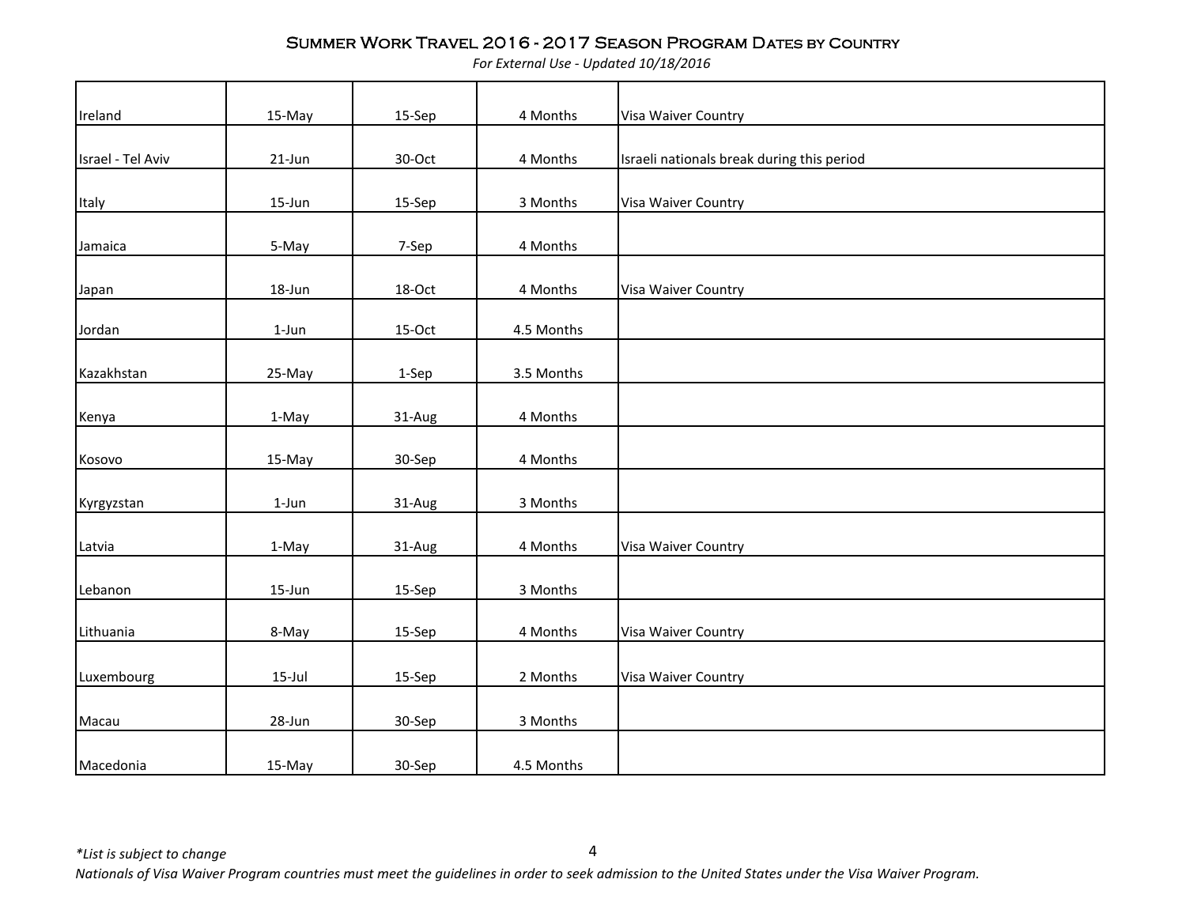# Summer Work Travel 2016 - 2017 Season Program Dates by Country

*For External Use - Updated 10/18/2016*

| | | | | |
|---|---|---|---|---|
| Ireland | 15-May | 15-Sep | 4 Months | Visa Waiver Country |
| Israel - Tel Aviv | 21-Jun | 30-Oct | 4 Months | Israeli nationals break during this period |
| Italy | 15-Jun | 15-Sep | 3 Months | Visa Waiver Country |
| Jamaica | 5-May | 7-Sep | 4 Months | |
| Japan | 18-Jun | 18-Oct | 4 Months | Visa Waiver Country |
| Jordan | 1-Jun | 15-Oct | 4.5 Months | |
| Kazakhstan | 25-May | 1-Sep | 3.5 Months | |
| Kenya | 1-May | 31-Aug | 4 Months | |
| Kosovo | 15-May | 30-Sep | 4 Months | |
| Kyrgyzstan | 1-Jun | 31-Aug | 3 Months | |
| Latvia | 1-May | 31-Aug | 4 Months | Visa Waiver Country |
| Lebanon | 15-Jun | 15-Sep | 3 Months | |
| Lithuania | 8-May | 15-Sep | 4 Months | Visa Waiver Country |
| Luxembourg | 15-Jul | 15-Sep | 2 Months | Visa Waiver Country |
| Macau | 28-Jun | 30-Sep | 3 Months | |
| Macedonia | 15-May | 30-Sep | 4.5 Months | |

*\*List is subject to change*

*Nationals of Visa Waiver Program countries must meet the guidelines in order to seek admission to the United States under the Visa Waiver Program.*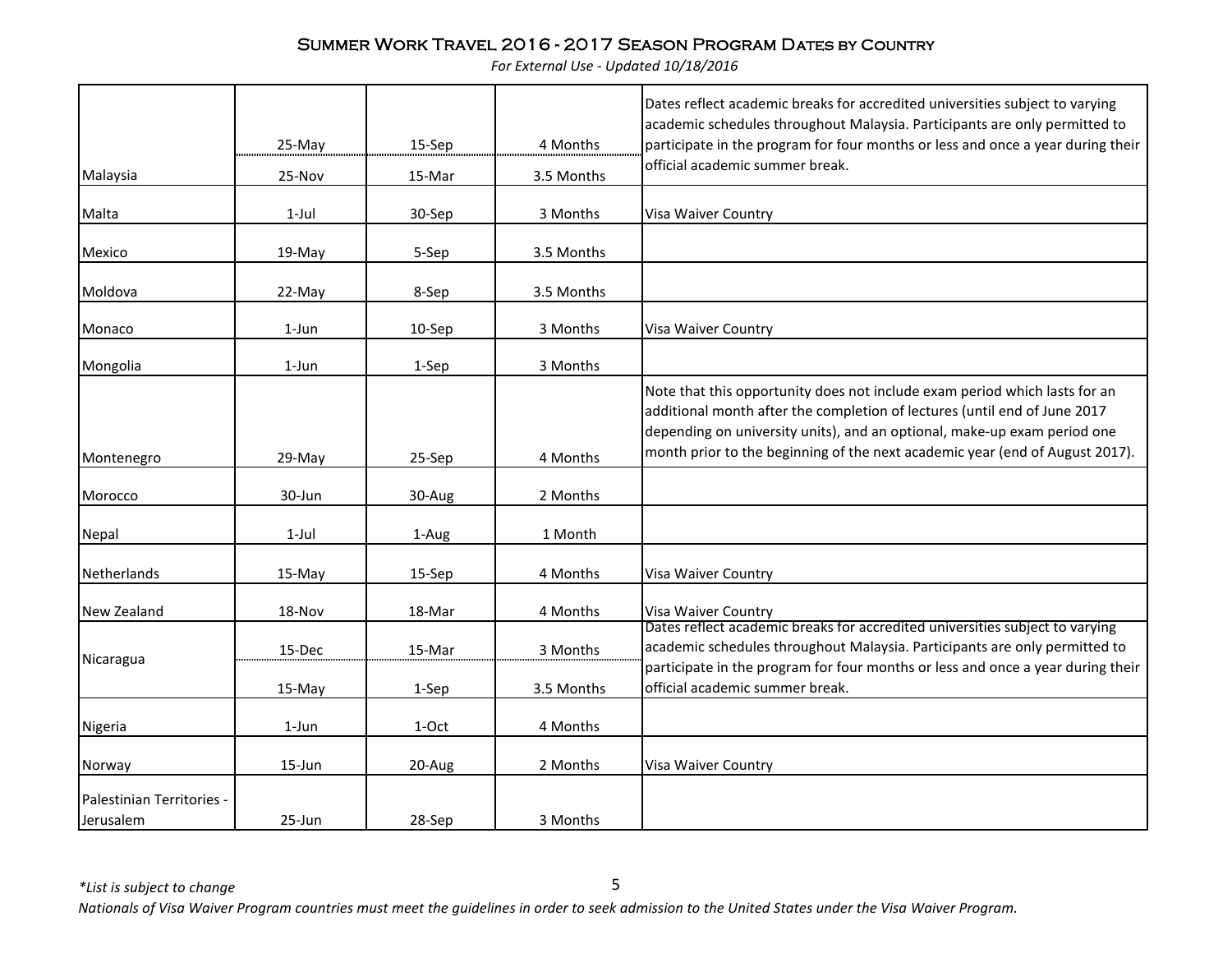# Summer Work Travel 2016 - 2017 Season Program Dates by Country

*For External Use - Updated 10/18/2016*

| | | | | |
|---|---|---|---|---|
| Malaysia | 25-May | 15-Sep | 4 Months | Dates reflect academic breaks for accredited universities subject to varying academic schedules throughout Malaysia. Participants are only permitted to participate in the program for four months or less and once a year during their official academic summer break. |
| | 25-Nov | 15-Mar | 3.5 Months | |
| Malta | 1-Jul | 30-Sep | 3 Months | Visa Waiver Country |
| Mexico | 19-May | 5-Sep | 3.5 Months | |
| Moldova | 22-May | 8-Sep | 3.5 Months | |
| Monaco | 1-Jun | 10-Sep | 3 Months | Visa Waiver Country |
| Mongolia | 1-Jun | 1-Sep | 3 Months | |
| Montenegro | 29-May | 25-Sep | 4 Months | Note that this opportunity does not include exam period which lasts for an additional month after the completion of lectures (until end of June 2017 depending on university units), and an optional, make-up exam period one month prior to the beginning of the next academic year (end of August 2017). |
| Morocco | 30-Jun | 30-Aug | 2 Months | |
| Nepal | 1-Jul | 1-Aug | 1 Month | |
| Netherlands | 15-May | 15-Sep | 4 Months | Visa Waiver Country |
| New Zealand | 18-Nov | 18-Mar | 4 Months | Visa Waiver Country |
| Nicaragua | 15-Dec | 15-Mar | 3 Months | Dates reflect academic breaks for accredited universities subject to varying academic schedules throughout Malaysia. Participants are only permitted to participate in the program for four months or less and once a year during their official academic summer break. |
| | 15-May | 1-Sep | 3.5 Months | |
| Nigeria | 1-Jun | 1-Oct | 4 Months | |
| Norway | 15-Jun | 20-Aug | 2 Months | Visa Waiver Country |
| Palestinian Territories - Jerusalem | 25-Jun | 28-Sep | 3 Months | |

*\*List is subject to change*

*Nationals of Visa Waiver Program countries must meet the guidelines in order to seek admission to the United States under the Visa Waiver Program.*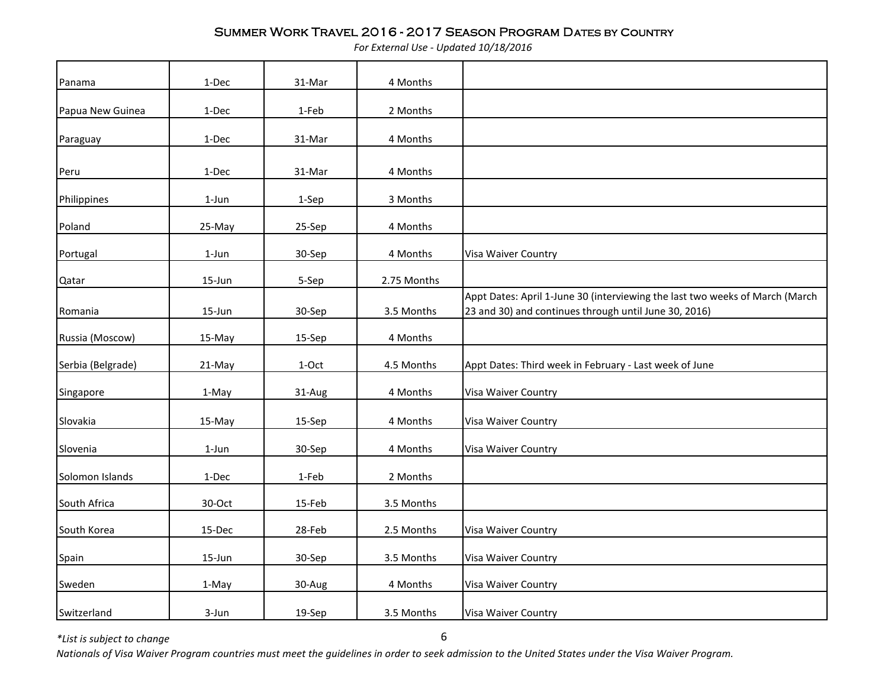# Summer Work Travel 2016 - 2017 Season Program Dates by Country

*For External Use - Updated 10/18/2016*

| | | | | |
|---|---|---|---|---|
| Panama | 1-Dec | 31-Mar | 4 Months | |
| Papua New Guinea | 1-Dec | 1-Feb | 2 Months | |
| Paraguay | 1-Dec | 31-Mar | 4 Months | |
| Peru | 1-Dec | 31-Mar | 4 Months | |
| Philippines | 1-Jun | 1-Sep | 3 Months | |
| Poland | 25-May | 25-Sep | 4 Months | |
| Portugal | 1-Jun | 30-Sep | 4 Months | Visa Waiver Country |
| Qatar | 15-Jun | 5-Sep | 2.75 Months | |
| Romania | 15-Jun | 30-Sep | 3.5 Months | Appt Dates: April 1-June 30 (interviewing the last two weeks of March (March 23 and 30) and continues through until June 30, 2016) |
| Russia (Moscow) | 15-May | 15-Sep | 4 Months | |
| Serbia (Belgrade) | 21-May | 1-Oct | 4.5 Months | Appt Dates: Third week in February - Last week of June |
| Singapore | 1-May | 31-Aug | 4 Months | Visa Waiver Country |
| Slovakia | 15-May | 15-Sep | 4 Months | Visa Waiver Country |
| Slovenia | 1-Jun | 30-Sep | 4 Months | Visa Waiver Country |
| Solomon Islands | 1-Dec | 1-Feb | 2 Months | |
| South Africa | 30-Oct | 15-Feb | 3.5 Months | |
| South Korea | 15-Dec | 28-Feb | 2.5 Months | Visa Waiver Country |
| Spain | 15-Jun | 30-Sep | 3.5 Months | Visa Waiver Country |
| Sweden | 1-May | 30-Aug | 4 Months | Visa Waiver Country |
| Switzerland | 3-Jun | 19-Sep | 3.5 Months | Visa Waiver Country |

*\*List is subject to change*

*Nationals of Visa Waiver Program countries must meet the guidelines in order to seek admission to the United States under the Visa Waiver Program.*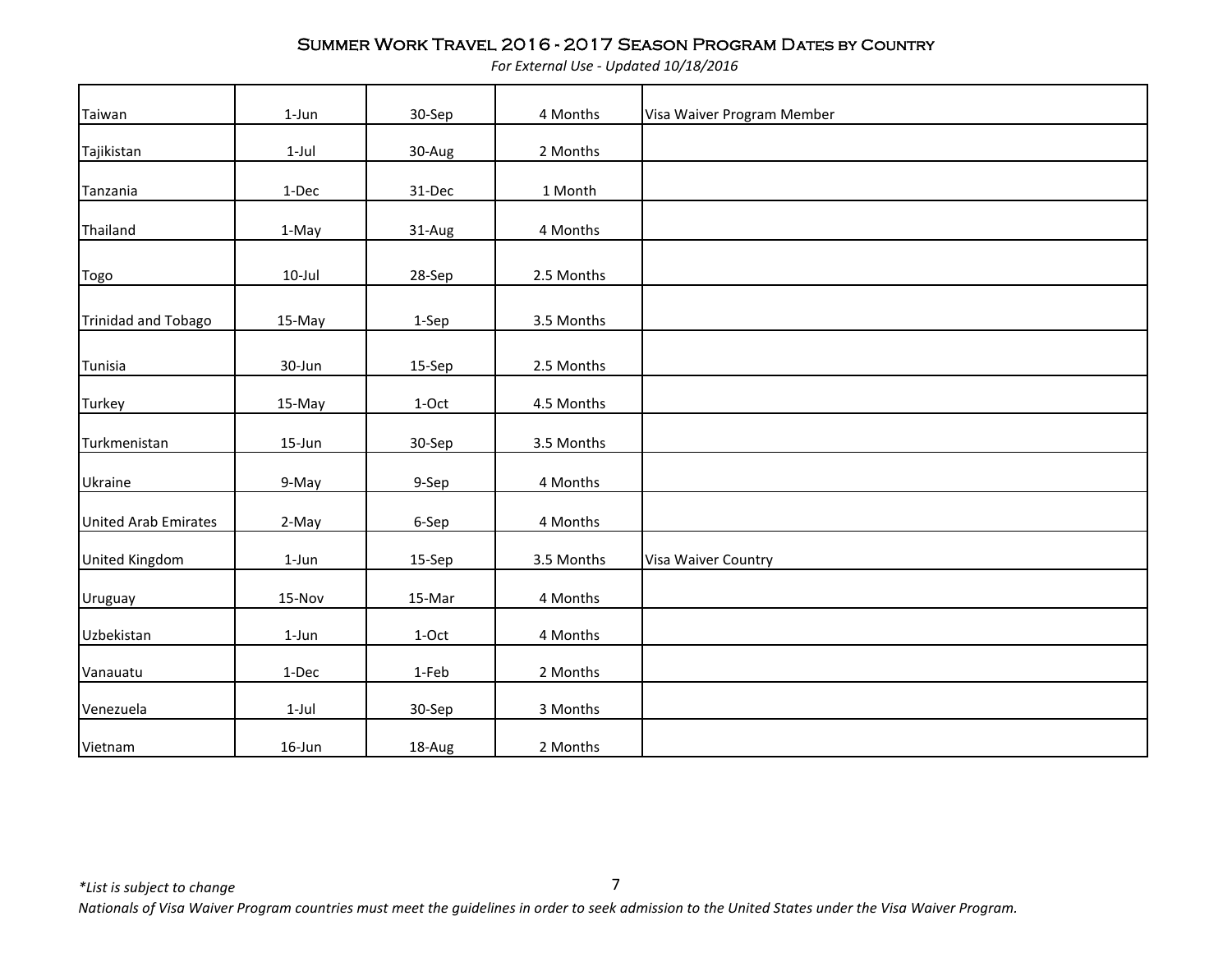# Summer Work Travel 2016 - 2017 Season Program Dates by Country

*For External Use - Updated 10/18/2016*

| | | | | |
|---|---|---|---|---|
| Taiwan | 1-Jun | 30-Sep | 4 Months | Visa Waiver Program Member |
| Tajikistan | 1-Jul | 30-Aug | 2 Months | |
| Tanzania | 1-Dec | 31-Dec | 1 Month | |
| Thailand | 1-May | 31-Aug | 4 Months | |
| Togo | 10-Jul | 28-Sep | 2.5 Months | |
| Trinidad and Tobago | 15-May | 1-Sep | 3.5 Months | |
| Tunisia | 30-Jun | 15-Sep | 2.5 Months | |
| Turkey | 15-May | 1-Oct | 4.5 Months | |
| Turkmenistan | 15-Jun | 30-Sep | 3.5 Months | |
| Ukraine | 9-May | 9-Sep | 4 Months | |
| United Arab Emirates | 2-May | 6-Sep | 4 Months | |
| United Kingdom | 1-Jun | 15-Sep | 3.5 Months | Visa Waiver Country |
| Uruguay | 15-Nov | 15-Mar | 4 Months | |
| Uzbekistan | 1-Jun | 1-Oct | 4 Months | |
| Vanauatu | 1-Dec | 1-Feb | 2 Months | |
| Venezuela | 1-Jul | 30-Sep | 3 Months | |
| Vietnam | 16-Jun | 18-Aug | 2 Months | |

*\*List is subject to change*

*Nationals of Visa Waiver Program countries must meet the guidelines in order to seek admission to the United States under the Visa Waiver Program.*